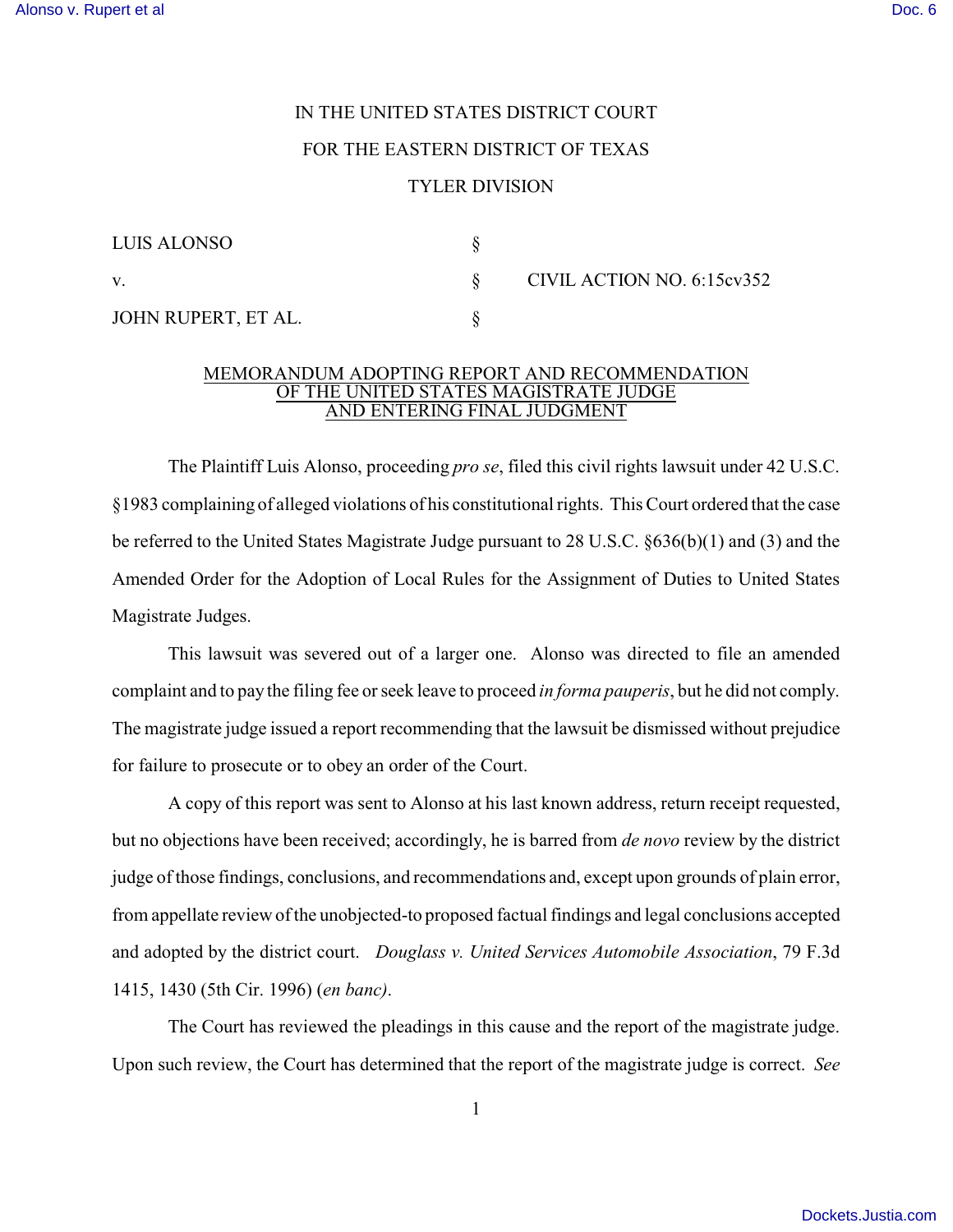IN THE UNITED STATES DISTRICT COURT

FOR THE EASTERN DISTRICT OF TEXAS

TYLER DIVISION

| | | |
|---|---|---|
| LUIS ALONSO | § | |
| v. | § | CIVIL ACTION NO. 6:15cv352 |
| JOHN RUPERT, ET AL. | § | |

## MEMORANDUM ADOPTING REPORT AND RECOMMENDATION OF THE UNITED STATES MAGISTRATE JUDGE AND ENTERING FINAL JUDGMENT

The Plaintiff Luis Alonso, proceeding *pro se*, filed this civil rights lawsuit under 42 U.S.C. §1983 complaining of alleged violations of his constitutional rights. This Court ordered that the case be referred to the United States Magistrate Judge pursuant to 28 U.S.C. §636(b)(1) and (3) and the Amended Order for the Adoption of Local Rules for the Assignment of Duties to United States Magistrate Judges.

This lawsuit was severed out of a larger one. Alonso was directed to file an amended complaint and to pay the filing fee or seek leave to proceed *in forma pauperis*, but he did not comply. The magistrate judge issued a report recommending that the lawsuit be dismissed without prejudice for failure to prosecute or to obey an order of the Court.

A copy of this report was sent to Alonso at his last known address, return receipt requested, but no objections have been received; accordingly, he is barred from *de novo* review by the district judge of those findings, conclusions, and recommendations and, except upon grounds of plain error, from appellate review of the unobjected-to proposed factual findings and legal conclusions accepted and adopted by the district court. *Douglass v. United Services Automobile Association*, 79 F.3d 1415, 1430 (5th Cir. 1996) (*en banc)*.

The Court has reviewed the pleadings in this cause and the report of the magistrate judge. Upon such review, the Court has determined that the report of the magistrate judge is correct. *See*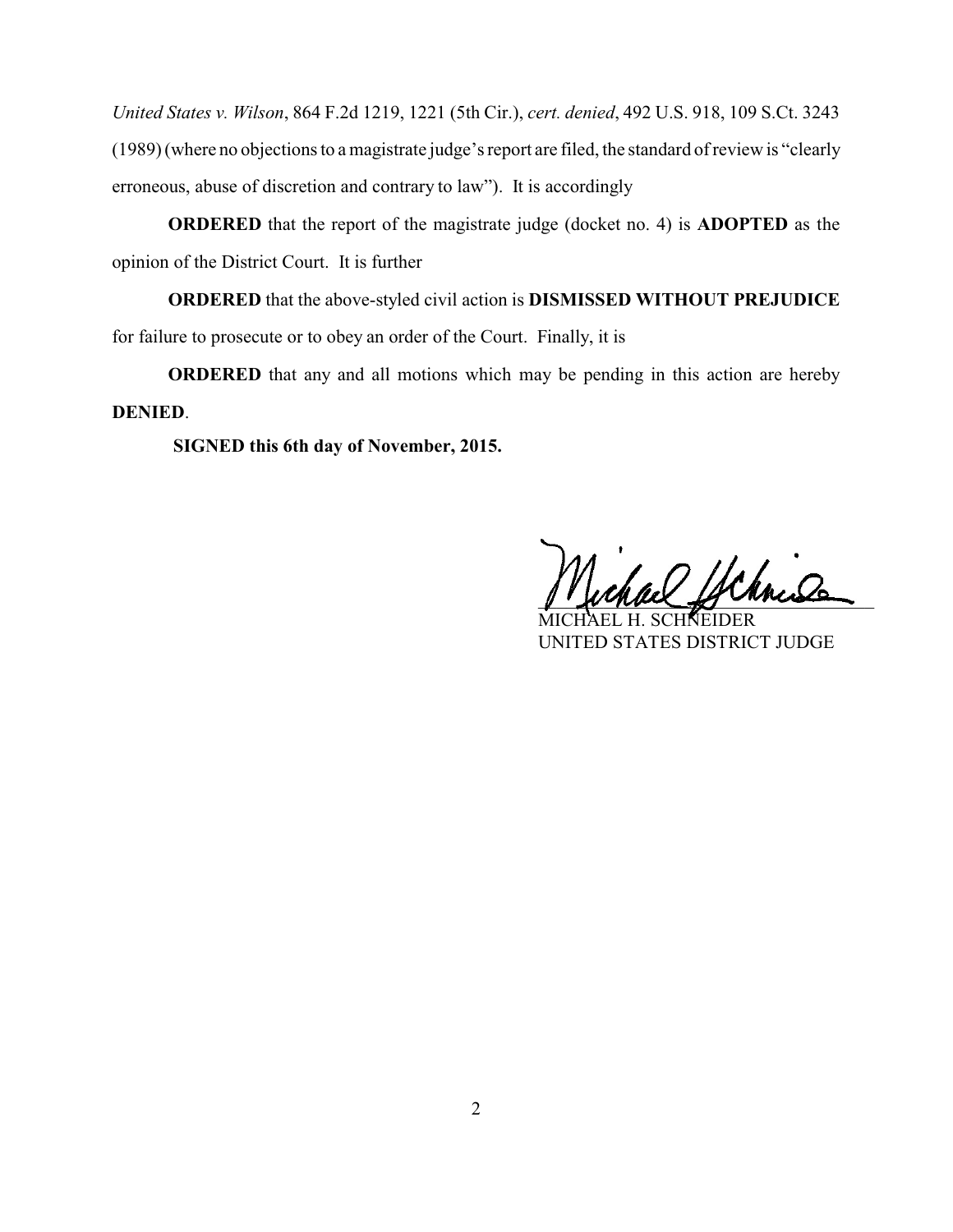*United States v. Wilson*, 864 F.2d 1219, 1221 (5th Cir.), *cert. denied*, 492 U.S. 918, 109 S.Ct. 3243 (1989) (where no objections to a magistrate judge's report are filed, the standard of review is "clearly erroneous, abuse of discretion and contrary to law"). It is accordingly

**ORDERED** that the report of the magistrate judge (docket no. 4) is **ADOPTED** as the opinion of the District Court. It is further

**ORDERED** that the above-styled civil action is **DISMISSED WITHOUT PREJUDICE** for failure to prosecute or to obey an order of the Court. Finally, it is

**ORDERED** that any and all motions which may be pending in this action are hereby **DENIED**.

**SIGNED this 6th day of November, 2015.**

MICHAEL H. SCHNEIDER
UNITED STATES DISTRICT JUDGE